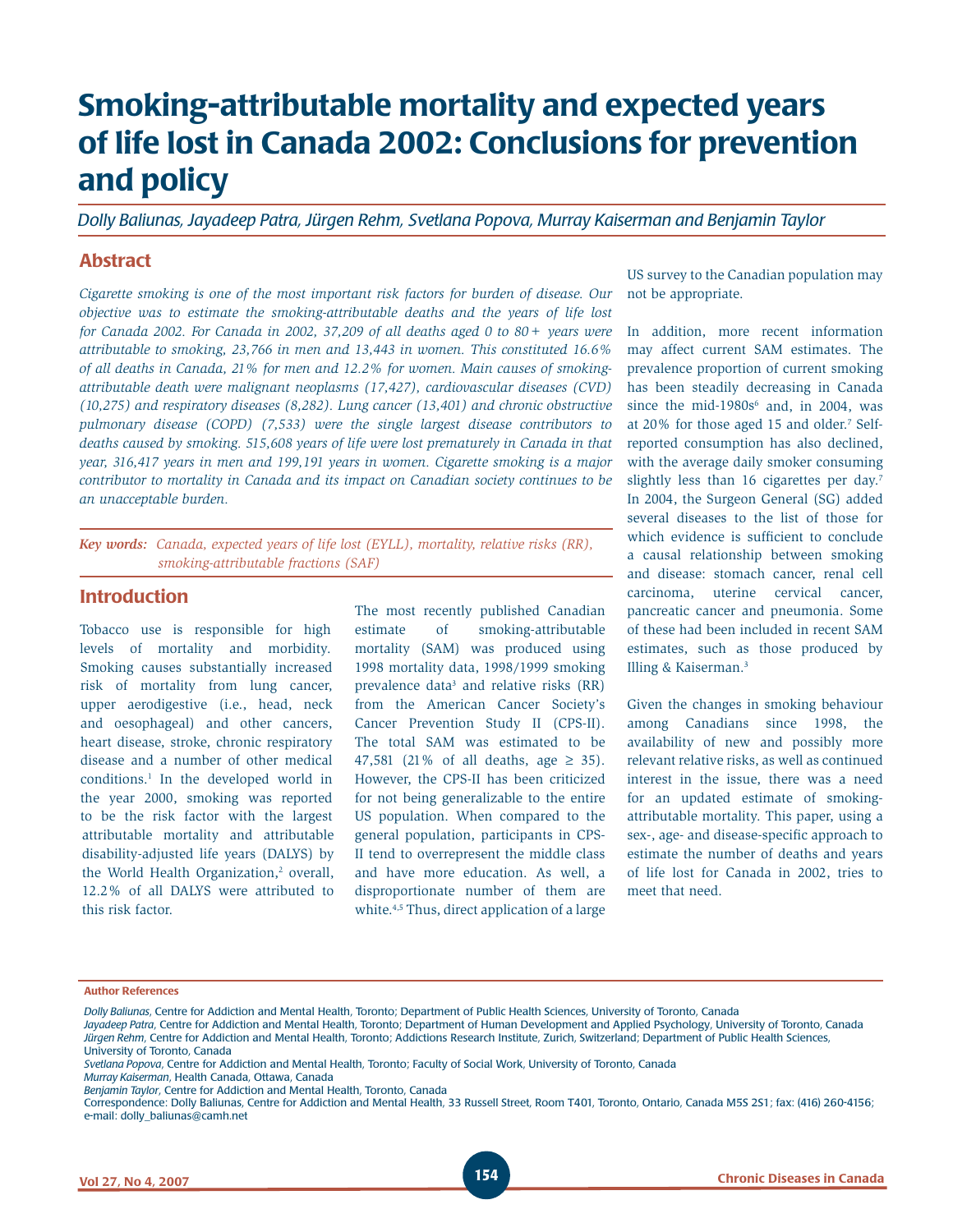# Smoking-attributable mortality and expected years of life lost in Canada 2002: Conclusions for prevention and policy

*Dolly Baliunas, Jayadeep Patra, Jürgen Rehm, Svetlana Popova, Murray Kaiserman and Benjamin Taylor*

## Abstract

*Cigarette smoking is one of the most important risk factors for burden of disease. Our objective was to estimate the smoking-attributable deaths and the years of life lost for Canada 2002. For Canada in 2002, 37,209 of all deaths aged 0 to 80+ years were attributable to smoking, 23,766 in men and 13,443 in women. This constituted 16.6% of all deaths in Canada, 21% for men and 12.2% for women. Main causes of smoking-attributable death were malignant neoplasms (17,427), cardiovascular diseases (CVD) (10,275) and respiratory diseases (8,282). Lung cancer (13,401) and chronic obstructive pulmonary disease (COPD) (7,533) were the single largest disease contributors to deaths caused by smoking. 515,608 years of life were lost prematurely in Canada in that year, 316,417 years in men and 199,191 years in women. Cigarette smoking is a major contributor to mortality in Canada and its impact on Canadian society continues to be an unacceptable burden.*

**Key words:** *Canada, expected years of life lost (EYLL), mortality, relative risks (RR), smoking-attributable fractions (SAF)*

## Introduction

Tobacco use is responsible for high levels of mortality and morbidity. Smoking causes substantially increased risk of mortality from lung cancer, upper aerodigestive (i.e., head, neck and oesophageal) and other cancers, heart disease, stroke, chronic respiratory disease and a number of other medical conditions.[1] In the developed world in the year 2000, smoking was reported to be the risk factor with the largest attributable mortality and attributable disability-adjusted life years (DALYS) by the World Health Organization,[2] overall, 12.2% of all DALYS were attributed to this risk factor.

The most recently published Canadian estimate of smoking-attributable mortality (SAM) was produced using 1998 mortality data, 1998/1999 smoking prevalence data[3] and relative risks (RR) from the American Cancer Society's Cancer Prevention Study II (CPS-II). The total SAM was estimated to be 47,581 (21% of all deaths, age ≥ 35). However, the CPS-II has been criticized for not being generalizable to the entire US population. When compared to the general population, participants in CPS-II tend to overrepresent the middle class and have more education. As well, a disproportionate number of them are white.[4,5] Thus, direct application of a large US survey to the Canadian population may not be appropriate.

In addition, more recent information may affect current SAM estimates. The prevalence proportion of current smoking has been steadily decreasing in Canada since the mid-1980s[6] and, in 2004, was at 20% for those aged 15 and older.[7] Self-reported consumption has also declined, with the average daily smoker consuming slightly less than 16 cigarettes per day.[7] In 2004, the Surgeon General (SG) added several diseases to the list of those for which evidence is sufficient to conclude a causal relationship between smoking and disease: stomach cancer, renal cell carcinoma, uterine cervical cancer, pancreatic cancer and pneumonia. Some of these had been included in recent SAM estimates, such as those produced by Illing & Kaiserman.[3]

Given the changes in smoking behaviour among Canadians since 1998, the availability of new and possibly more relevant relative risks, as well as continued interest in the issue, there was a need for an updated estimate of smoking-attributable mortality. This paper, using a sex-, age- and disease-specific approach to estimate the number of deaths and years of life lost for Canada in 2002, tries to meet that need.

**Author References**

*Dolly Baliunas*, Centre for Addiction and Mental Health, Toronto; Department of Public Health Sciences, University of Toronto, Canada
*Jayadeep Patra*, Centre for Addiction and Mental Health, Toronto; Department of Human Development and Applied Psychology, University of Toronto, Canada
*Jürgen Rehm*, Centre for Addiction and Mental Health, Toronto; Addictions Research Institute, Zurich, Switzerland; Department of Public Health Sciences, University of Toronto, Canada
*Svetlana Popova*, Centre for Addiction and Mental Health, Toronto; Faculty of Social Work, University of Toronto, Canada
*Murray Kaiserman*, Health Canada, Ottawa, Canada
*Benjamin Taylor*, Centre for Addiction and Mental Health, Toronto, Canada
Correspondence: Dolly Baliunas, Centre for Addiction and Mental Health, 33 Russell Street, Room T401, Toronto, Ontario, Canada M5S 2S1; fax: (416) 260-4156; e-mail: dolly_baliunas@camh.net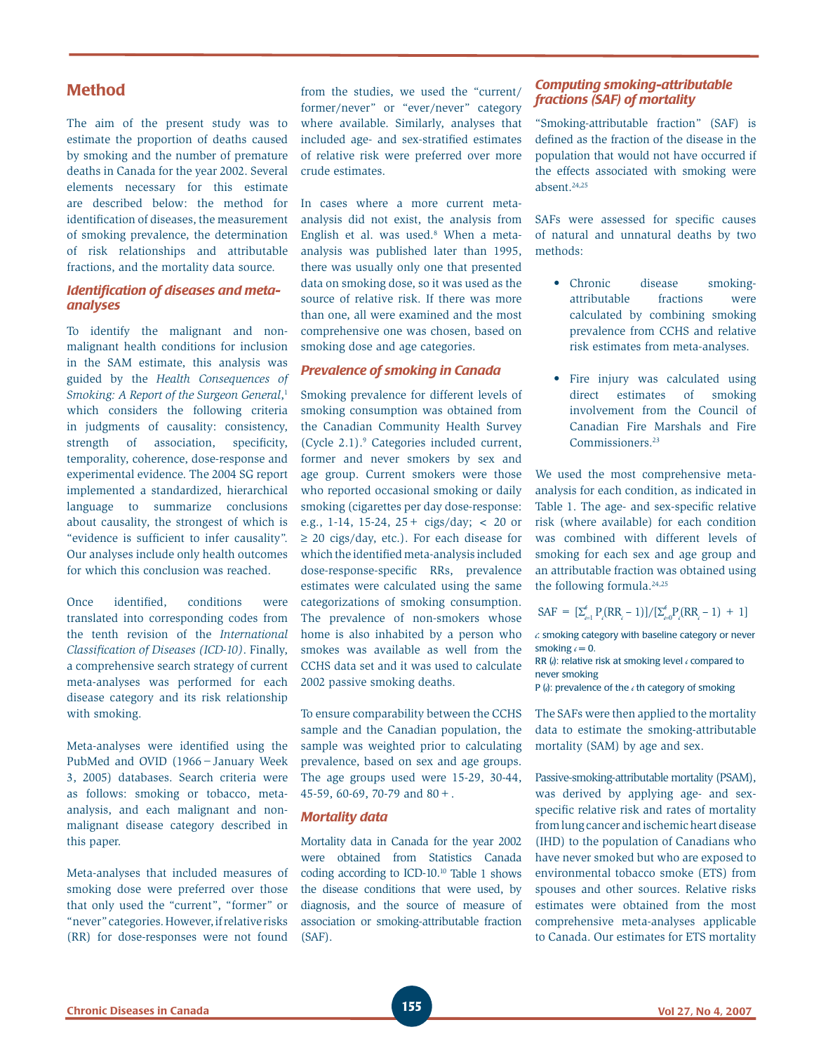## Method

The aim of the present study was to estimate the proportion of deaths caused by smoking and the number of premature deaths in Canada for the year 2002. Several elements necessary for this estimate are described below: the method for identification of diseases, the measurement of smoking prevalence, the determination of risk relationships and attributable fractions, and the mortality data source.

### *Identification of diseases and meta-analyses*

To identify the malignant and non-malignant health conditions for inclusion in the SAM estimate, this analysis was guided by the *Health Consequences of Smoking: A Report of the Surgeon General*,[1] which considers the following criteria in judgments of causality: consistency, strength of association, specificity, temporality, coherence, dose-response and experimental evidence. The 2004 SG report implemented a standardized, hierarchical language to summarize conclusions about causality, the strongest of which is "evidence is sufficient to infer causality". Our analyses include only health outcomes for which this conclusion was reached.

Once identified, conditions were translated into corresponding codes from the tenth revision of the *International Classification of Diseases (ICD-10)*. Finally, a comprehensive search strategy of current meta-analyses was performed for each disease category and its risk relationship with smoking.

Meta-analyses were identified using the PubMed and OVID (1966 – January Week 3, 2005) databases. Search criteria were as follows: smoking or tobacco, meta-analysis, and each malignant and non-malignant disease category described in this paper.

Meta-analyses that included measures of smoking dose were preferred over those that only used the "current", "former" or "never" categories. However, if relative risks (RR) for dose-responses were not found from the studies, we used the "current/former/never" or "ever/never" category where available. Similarly, analyses that included age- and sex-stratified estimates of relative risk were preferred over more crude estimates.

In cases where a more current meta-analysis did not exist, the analysis from English et al. was used.[8] When a meta-analysis was published later than 1995, there was usually only one that presented data on smoking dose, so it was used as the source of relative risk. If there was more than one, all were examined and the most comprehensive one was chosen, based on smoking dose and age categories.

### *Prevalence of smoking in Canada*

Smoking prevalence for different levels of smoking consumption was obtained from the Canadian Community Health Survey (Cycle 2.1).[9] Categories included current, former and never smokers by sex and age group. Current smokers were those who reported occasional smoking or daily smoking (cigarettes per day dose-response: e.g., 1-14, 15-24, 25+ cigs/day; < 20 or ≥ 20 cigs/day, etc.). For each disease for which the identified meta-analysis included dose-response-specific RRs, prevalence estimates were calculated using the same categorizations of smoking consumption. The prevalence of non-smokers whose home is also inhabited by a person who smokes was available as well from the CCHS data set and it was used to calculate 2002 passive smoking deaths.

To ensure comparability between the CCHS sample and the Canadian population, the sample was weighted prior to calculating prevalence, based on sex and age groups. The age groups used were 15-29, 30-44, 45-59, 60-69, 70-79 and 80+.

### *Mortality data*

Mortality data in Canada for the year 2002 were obtained from Statistics Canada coding according to ICD-10.[10] Table 1 shows the disease conditions that were used, by diagnosis, and the source of measure of association or smoking-attributable fraction (SAF).

### *Computing smoking-attributable fractions (SAF) of mortality*

"Smoking-attributable fraction" (SAF) is defined as the fraction of the disease in the population that would not have occurred if the effects associated with smoking were absent.[24,25]

SAFs were assessed for specific causes of natural and unnatural deaths by two methods:

- Chronic disease smoking-attributable fractions were calculated by combining smoking prevalence from CCHS and relative risk estimates from meta-analyses.
- Fire injury was calculated using direct estimates of smoking involvement from the Council of Canadian Fire Marshals and Fire Commissioners.[23]

We used the most comprehensive meta-analysis for each condition, as indicated in Table 1. The age- and sex-specific relative risk (where available) for each condition was combined with different levels of smoking for each sex and age group and an attributable fraction was obtained using the following formula.[24,25]

$$SAF = [\Sigma_{i=1}^{k} P_i(RR_i - 1)]/[\Sigma_{i=0}^{k} P_i(RR_i - 1) + 1]$$

$i$: smoking category with baseline category or never smoking $i = 0$.
RR ($i$): relative risk at smoking level $i$ compared to never smoking
P ($i$): prevalence of the $i$ th category of smoking

The SAFs were then applied to the mortality data to estimate the smoking-attributable mortality (SAM) by age and sex.

Passive-smoking-attributable mortality (PSAM), was derived by applying age- and sex-specific relative risk and rates of mortality from lung cancer and ischemic heart disease (IHD) to the population of Canadians who have never smoked but who are exposed to environmental tobacco smoke (ETS) from spouses and other sources. Relative risks estimates were obtained from the most comprehensive meta-analyses applicable to Canada. Our estimates for ETS mortality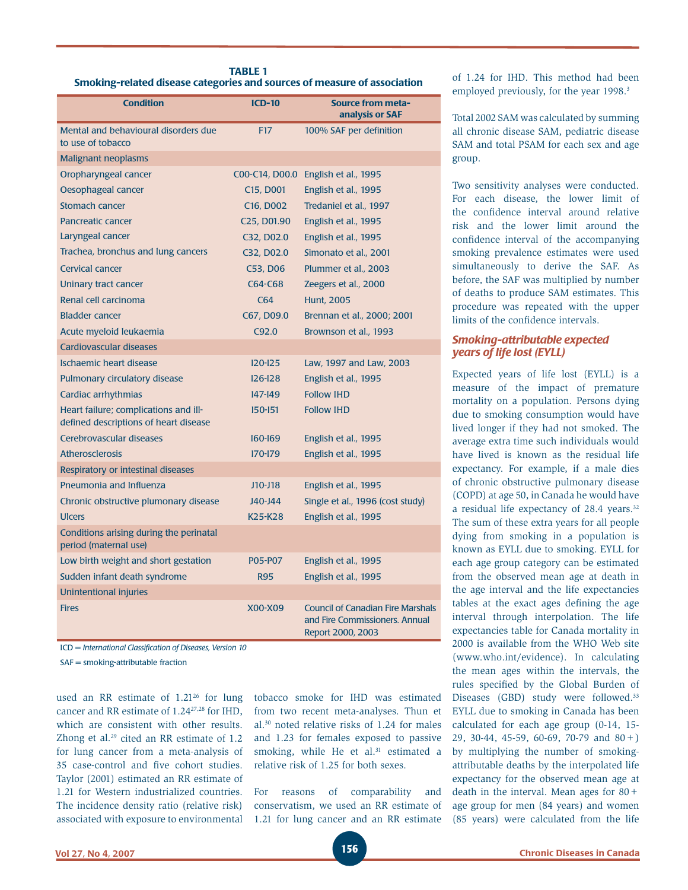**TABLE 1**
**Smoking-related disease categories and sources of measure of association**

| Condition | ICD-10 | Source from meta-analysis or SAF |
|---|---|---|
| Mental and behavioural disorders due to use of tobacco | F17 | 100% SAF per definition |
| Malignant neoplasms | | |
| Oropharyngeal cancer | C00-C14, D00.0 | English et al., 1995 |
| Oesophageal cancer | C15, D001 | English et al., 1995 |
| Stomach cancer | C16, D002 | Tredaniel et al., 1997 |
| Pancreatic cancer | C25, D01.90 | English et al., 1995 |
| Laryngeal cancer | C32, D02.0 | English et al., 1995 |
| Trachea, bronchus and lung cancers | C32, D02.0 | Simonato et al., 2001 |
| Cervical cancer | C53, D06 | Plummer et al., 2003 |
| Uninary tract cancer | C64-C68 | Zeegers et al., 2000 |
| Renal cell carcinoma | C64 | Hunt, 2005 |
| Bladder cancer | C67, D09.0 | Brennan et al., 2000; 2001 |
| Acute myeloid leukaemia | C92.0 | Brownson et al., 1993 |
| Cardiovascular diseases | | |
| Ischaemic heart disease | I20-I25 | Law, 1997 and Law, 2003 |
| Pulmonary circulatory disease | I26-I28 | English et al., 1995 |
| Cardiac arrhythmias | I47-I49 | Follow IHD |
| Heart failure; complications and ill-defined descriptions of heart disease | I50-I51 | Follow IHD |
| Cerebrovascular diseases | I60-I69 | English et al., 1995 |
| Atherosclerosis | I70-I79 | English et al., 1995 |
| Respiratory or intestinal diseases | | |
| Pneumonia and Influenza | J10-J18 | English et al., 1995 |
| Chronic obstructive plumonary disease | J40-J44 | Single et al., 1996 (cost study) |
| Ulcers | K25-K28 | English et al., 1995 |
| Conditions arising during the perinatal period (maternal use) | | |
| Low birth weight and short gestation | P05-P07 | English et al., 1995 |
| Sudden infant death syndrome | R95 | English et al., 1995 |
| Unintentional injuries | | |
| Fires | X00-X09 | Council of Canadian Fire Marshals and Fire Commissioners. Annual Report 2000, 2003 |

ICD = *International Classification of Diseases, Version 10*

SAF = smoking-attributable fraction

used an RR estimate of 1.21[26] for lung cancer and RR estimate of 1.24[27,28] for IHD, which are consistent with other results. Zhong et al.[29] cited an RR estimate of 1.2 for lung cancer from a meta-analysis of 35 case-control and five cohort studies. Taylor (2001) estimated an RR estimate of 1.21 for Western industrialized countries. The incidence density ratio (relative risk) associated with exposure to environmental tobacco smoke for IHD was estimated from two recent meta-analyses. Thun et al.[30] noted relative risks of 1.24 for males and 1.23 for females exposed to passive smoking, while He et al.[31] estimated a relative risk of 1.25 for both sexes.

For reasons of comparability and conservatism, we used an RR estimate of 1.21 for lung cancer and an RR estimate of 1.24 for IHD. This method had been employed previously, for the year 1998.[3]

Total 2002 SAM was calculated by summing all chronic disease SAM, pediatric disease SAM and total PSAM for each sex and age group.

Two sensitivity analyses were conducted. For each disease, the lower limit of the confidence interval around relative risk and the lower limit around the confidence interval of the accompanying smoking prevalence estimates were used simultaneously to derive the SAF. As before, the SAF was multiplied by number of deaths to produce SAM estimates. This procedure was repeated with the upper limits of the confidence intervals.

### *Smoking-attributable expected years of life lost (EYLL)*

Expected years of life lost (EYLL) is a measure of the impact of premature mortality on a population. Persons dying due to smoking consumption would have lived longer if they had not smoked. The average extra time such individuals would have lived is known as the residual life expectancy. For example, if a male dies of chronic obstructive pulmonary disease (COPD) at age 50, in Canada he would have a residual life expectancy of 28.4 years.[32] The sum of these extra years for all people dying from smoking in a population is known as EYLL due to smoking. EYLL for each age group category can be estimated from the observed mean age at death in the age interval and the life expectancies tables at the exact ages defining the age interval through interpolation. The life expectancies table for Canada mortality in 2000 is available from the WHO Web site (www.who.int/evidence). In calculating the mean ages within the intervals, the rules specified by the Global Burden of Diseases (GBD) study were followed.[33] EYLL due to smoking in Canada has been calculated for each age group (0-14, 15-29, 30-44, 45-59, 60-69, 70-79 and 80+) by multiplying the number of smoking-attributable deaths by the interpolated life expectancy for the observed mean age at death in the interval. Mean ages for 80+ age group for men (84 years) and women (85 years) were calculated from the life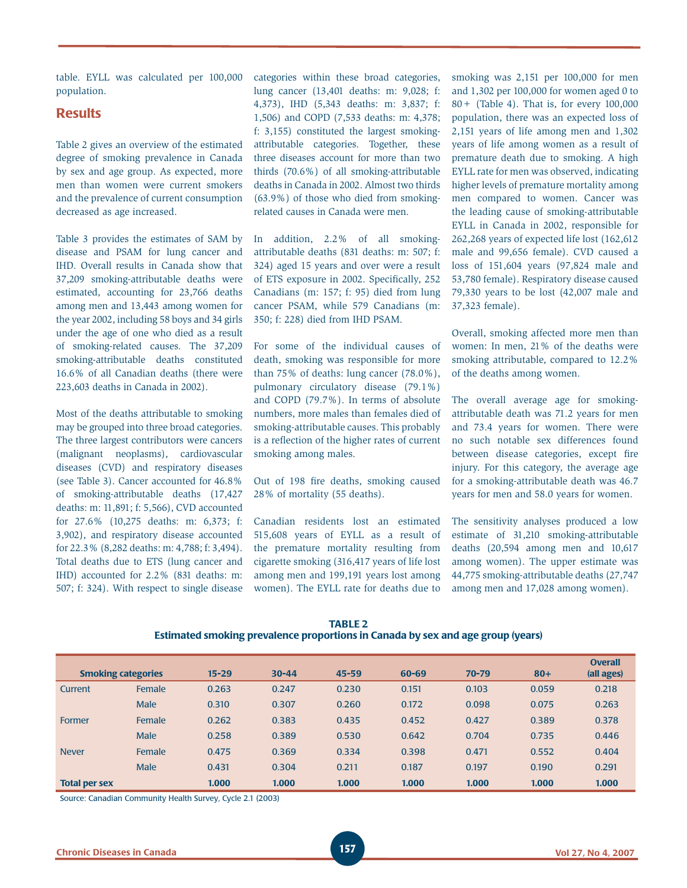table. EYLL was calculated per 100,000 population.

## Results

Table 2 gives an overview of the estimated degree of smoking prevalence in Canada by sex and age group. As expected, more men than women were current smokers and the prevalence of current consumption decreased as age increased.

Table 3 provides the estimates of SAM by disease and PSAM for lung cancer and IHD. Overall results in Canada show that 37,209 smoking-attributable deaths were estimated, accounting for 23,766 deaths among men and 13,443 among women for the year 2002, including 58 boys and 34 girls under the age of one who died as a result of smoking-related causes. The 37,209 smoking-attributable deaths constituted 16.6% of all Canadian deaths (there were 223,603 deaths in Canada in 2002).

Most of the deaths attributable to smoking may be grouped into three broad categories. The three largest contributors were cancers (malignant neoplasms), cardiovascular diseases (CVD) and respiratory diseases (see Table 3). Cancer accounted for 46.8% of smoking-attributable deaths (17,427 deaths: m: 11,891; f: 5,566), CVD accounted for 27.6% (10,275 deaths: m: 6,373; f: 3,902), and respiratory disease accounted for 22.3% (8,282 deaths: m: 4,788; f: 3,494). Total deaths due to ETS (lung cancer and IHD) accounted for 2.2% (831 deaths: m: 507; f: 324). With respect to single disease categories within these broad categories, lung cancer (13,401 deaths: m: 9,028; f: 4,373), IHD (5,343 deaths: m: 3,837; f: 1,506) and COPD (7,533 deaths: m: 4,378; f: 3,155) constituted the largest smoking-attributable categories. Together, these three diseases account for more than two thirds (70.6%) of all smoking-attributable deaths in Canada in 2002. Almost two thirds (63.9%) of those who died from smoking-related causes in Canada were men.

In addition, 2.2% of all smoking-attributable deaths (831 deaths: m: 507; f: 324) aged 15 years and over were a result of ETS exposure in 2002. Specifically, 252 Canadians (m: 157; f: 95) died from lung cancer PSAM, while 579 Canadians (m: 350; f: 228) died from IHD PSAM.

For some of the individual causes of death, smoking was responsible for more than 75% of deaths: lung cancer (78.0%), pulmonary circulatory disease (79.1%) and COPD (79.7%). In terms of absolute numbers, more males than females died of smoking-attributable causes. This probably is a reflection of the higher rates of current smoking among males.

Out of 198 fire deaths, smoking caused 28% of mortality (55 deaths).

Canadian residents lost an estimated 515,608 years of EYLL as a result of the premature mortality resulting from cigarette smoking (316,417 years of life lost among men and 199,191 years lost among women). The EYLL rate for deaths due to smoking was 2,151 per 100,000 for men and 1,302 per 100,000 for women aged 0 to 80+ (Table 4). That is, for every 100,000 population, there was an expected loss of 2,151 years of life among men and 1,302 years of life among women as a result of premature death due to smoking. A high EYLL rate for men was observed, indicating higher levels of premature mortality among men compared to women. Cancer was the leading cause of smoking-attributable EYLL in Canada in 2002, responsible for 262,268 years of expected life lost (162,612 male and 99,656 female). CVD caused a loss of 151,604 years (97,824 male and 53,780 female). Respiratory disease caused 79,330 years to be lost (42,007 male and 37,323 female).

Overall, smoking affected more men than women: In men, 21% of the deaths were smoking attributable, compared to 12.2% of the deaths among women.

The overall average age for smoking-attributable death was 71.2 years for men and 73.4 years for women. There were no such notable sex differences found between disease categories, except fire injury. For this category, the average age for a smoking-attributable death was 46.7 years for men and 58.0 years for women.

The sensitivity analyses produced a low estimate of 31,210 smoking-attributable deaths (20,594 among men and 10,617 among women). The upper estimate was 44,775 smoking-attributable deaths (27,747 among men and 17,028 among women).

**TABLE 2**
**Estimated smoking prevalence proportions in Canada by sex and age group (years)**

| Smoking categories | | 15-29 | 30-44 | 45-59 | 60-69 | 70-79 | 80+ | Overall (all ages) |
|---|---|---|---|---|---|---|---|---|
| Current | Female | 0.263 | 0.247 | 0.230 | 0.151 | 0.103 | 0.059 | 0.218 |
| | Male | 0.310 | 0.307 | 0.260 | 0.172 | 0.098 | 0.075 | 0.263 |
| Former | Female | 0.262 | 0.383 | 0.435 | 0.452 | 0.427 | 0.389 | 0.378 |
| | Male | 0.258 | 0.389 | 0.530 | 0.642 | 0.704 | 0.735 | 0.446 |
| Never | Female | 0.475 | 0.369 | 0.334 | 0.398 | 0.471 | 0.552 | 0.404 |
| | Male | 0.431 | 0.304 | 0.211 | 0.187 | 0.197 | 0.190 | 0.291 |
| **Total per sex** | | **1.000** | **1.000** | **1.000** | **1.000** | **1.000** | **1.000** | **1.000** |

Source: Canadian Community Health Survey, Cycle 2.1 (2003)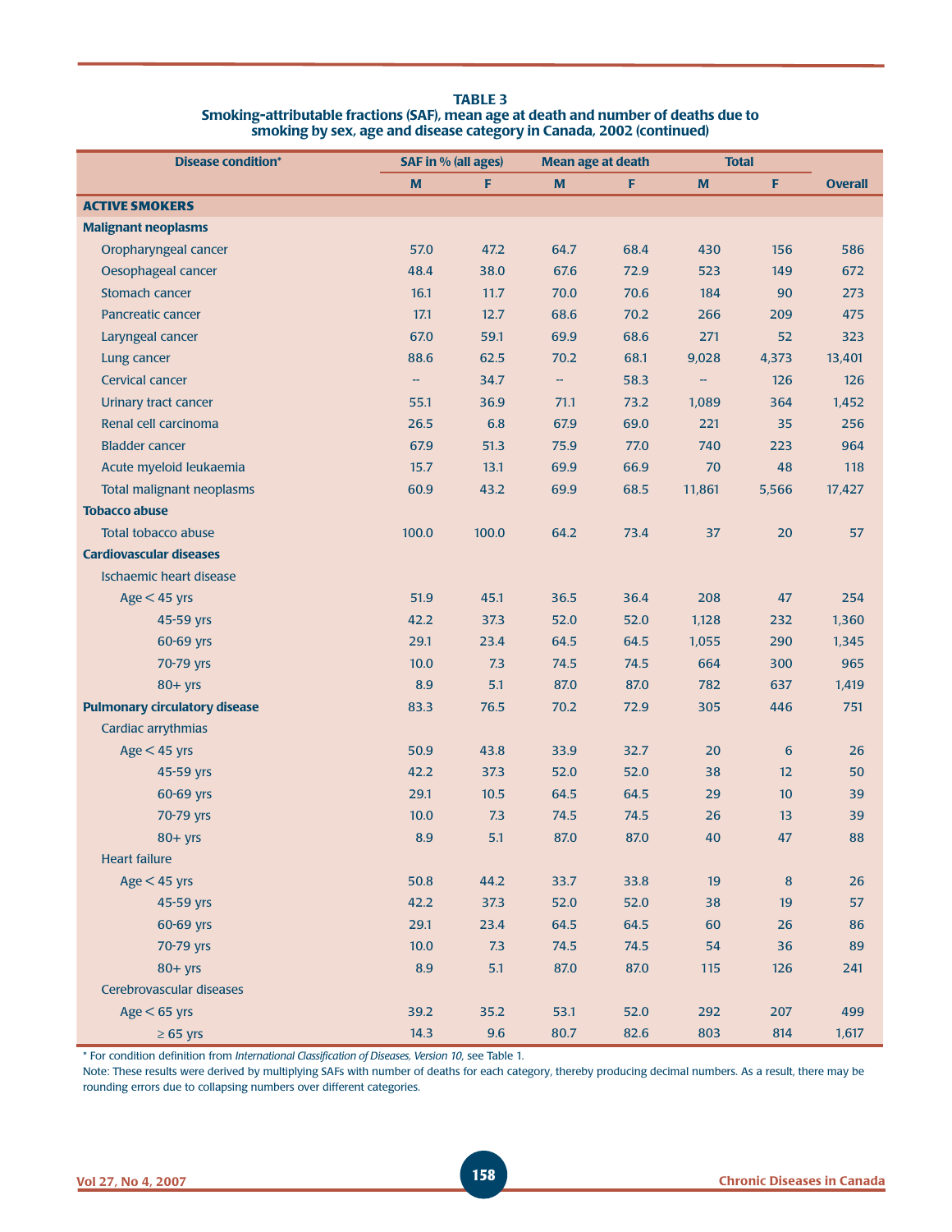**TABLE 3**
**Smoking-attributable fractions (SAF), mean age at death and number of deaths due to smoking by sex, age and disease category in Canada, 2002 (continued)**

| Disease condition* | SAF in % (all ages) | | Mean age at death | | Total | | Overall |
|---|---|---|---|---|---|---|---|
| | M | F | M | F | M | F | |
| **ACTIVE SMOKERS** | | | | | | | |
| **Malignant neoplasms** | | | | | | | |
| Oropharyngeal cancer | 57.0 | 47.2 | 64.7 | 68.4 | 430 | 156 | 586 |
| Oesophageal cancer | 48.4 | 38.0 | 67.6 | 72.9 | 523 | 149 | 672 |
| Stomach cancer | 16.1 | 11.7 | 70.0 | 70.6 | 184 | 90 | 273 |
| Pancreatic cancer | 17.1 | 12.7 | 68.6 | 70.2 | 266 | 209 | 475 |
| Laryngeal cancer | 67.0 | 59.1 | 69.9 | 68.6 | 271 | 52 | 323 |
| Lung cancer | 88.6 | 62.5 | 70.2 | 68.1 | 9,028 | 4,373 | 13,401 |
| Cervical cancer | -- | 34.7 | -- | 58.3 | -- | 126 | 126 |
| Urinary tract cancer | 55.1 | 36.9 | 71.1 | 73.2 | 1,089 | 364 | 1,452 |
| Renal cell carcinoma | 26.5 | 6.8 | 67.9 | 69.0 | 221 | 35 | 256 |
| Bladder cancer | 67.9 | 51.3 | 75.9 | 77.0 | 740 | 223 | 964 |
| Acute myeloid leukaemia | 15.7 | 13.1 | 69.9 | 66.9 | 70 | 48 | 118 |
| Total malignant neoplasms | 60.9 | 43.2 | 69.9 | 68.5 | 11,861 | 5,566 | 17,427 |
| **Tobacco abuse** | | | | | | | |
| Total tobacco abuse | 100.0 | 100.0 | 64.2 | 73.4 | 37 | 20 | 57 |
| **Cardiovascular diseases** | | | | | | | |
| Ischaemic heart disease | | | | | | | |
| Age < 45 yrs | 51.9 | 45.1 | 36.5 | 36.4 | 208 | 47 | 254 |
| 45-59 yrs | 42.2 | 37.3 | 52.0 | 52.0 | 1,128 | 232 | 1,360 |
| 60-69 yrs | 29.1 | 23.4 | 64.5 | 64.5 | 1,055 | 290 | 1,345 |
| 70-79 yrs | 10.0 | 7.3 | 74.5 | 74.5 | 664 | 300 | 965 |
| 80+ yrs | 8.9 | 5.1 | 87.0 | 87.0 | 782 | 637 | 1,419 |
| **Pulmonary circulatory disease** | 83.3 | 76.5 | 70.2 | 72.9 | 305 | 446 | 751 |
| Cardiac arrythmias | | | | | | | |
| Age < 45 yrs | 50.9 | 43.8 | 33.9 | 32.7 | 20 | 6 | 26 |
| 45-59 yrs | 42.2 | 37.3 | 52.0 | 52.0 | 38 | 12 | 50 |
| 60-69 yrs | 29.1 | 10.5 | 64.5 | 64.5 | 29 | 10 | 39 |
| 70-79 yrs | 10.0 | 7.3 | 74.5 | 74.5 | 26 | 13 | 39 |
| 80+ yrs | 8.9 | 5.1 | 87.0 | 87.0 | 40 | 47 | 88 |
| Heart failure | | | | | | | |
| Age < 45 yrs | 50.8 | 44.2 | 33.7 | 33.8 | 19 | 8 | 26 |
| 45-59 yrs | 42.2 | 37.3 | 52.0 | 52.0 | 38 | 19 | 57 |
| 60-69 yrs | 29.1 | 23.4 | 64.5 | 64.5 | 60 | 26 | 86 |
| 70-79 yrs | 10.0 | 7.3 | 74.5 | 74.5 | 54 | 36 | 89 |
| 80+ yrs | 8.9 | 5.1 | 87.0 | 87.0 | 115 | 126 | 241 |
| Cerebrovascular diseases | | | | | | | |
| Age < 65 yrs | 39.2 | 35.2 | 53.1 | 52.0 | 292 | 207 | 499 |
| ≥ 65 yrs | 14.3 | 9.6 | 80.7 | 82.6 | 803 | 814 | 1,617 |

\* For condition definition from *International Classification of Diseases, Version 10*, see Table 1.

Note: These results were derived by multiplying SAFs with number of deaths for each category, thereby producing decimal numbers. As a result, there may be rounding errors due to collapsing numbers over different categories.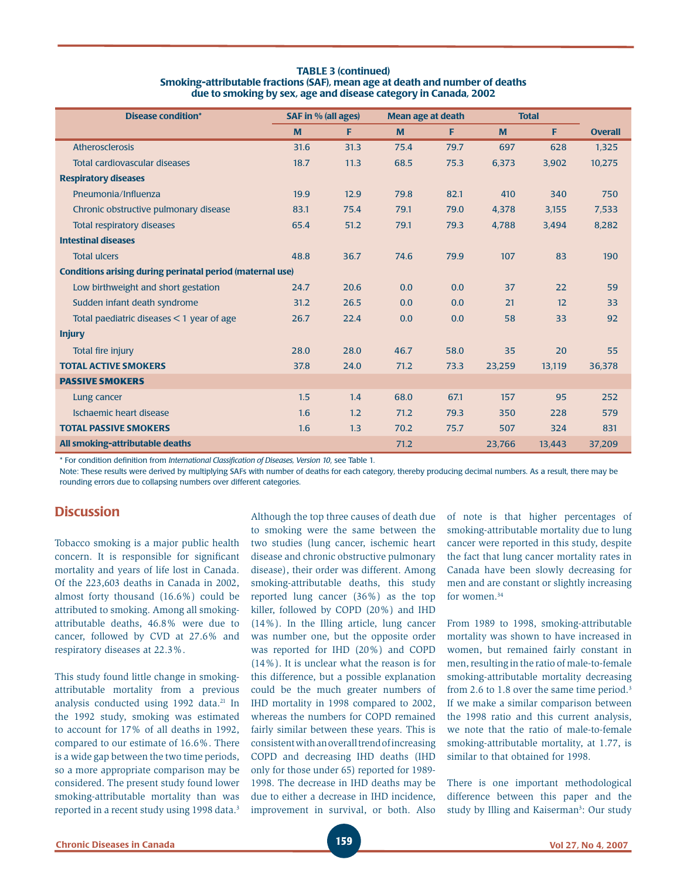**TABLE 3 (continued)**
**Smoking-attributable fractions (SAF), mean age at death and number of deaths due to smoking by sex, age and disease category in Canada, 2002**

| Disease condition* | SAF in % (all ages) | | Mean age at death | | Total | | |
|---|---|---|---|---|---|---|---|
| | M | F | M | F | M | F | Overall |
| Atherosclerosis | 31.6 | 31.3 | 75.4 | 79.7 | 697 | 628 | 1,325 |
| Total cardiovascular diseases | 18.7 | 11.3 | 68.5 | 75.3 | 6,373 | 3,902 | 10,275 |
| **Respiratory diseases** | | | | | | | |
| Pneumonia/Influenza | 19.9 | 12.9 | 79.8 | 82.1 | 410 | 340 | 750 |
| Chronic obstructive pulmonary disease | 83.1 | 75.4 | 79.1 | 79.0 | 4,378 | 3,155 | 7,533 |
| Total respiratory diseases | 65.4 | 51.2 | 79.1 | 79.3 | 4,788 | 3,494 | 8,282 |
| **Intestinal diseases** | | | | | | | |
| Total ulcers | 48.8 | 36.7 | 74.6 | 79.9 | 107 | 83 | 190 |
| **Conditions arising during perinatal period (maternal use)** | | | | | | | |
| Low birthweight and short gestation | 24.7 | 20.6 | 0.0 | 0.0 | 37 | 22 | 59 |
| Sudden infant death syndrome | 31.2 | 26.5 | 0.0 | 0.0 | 21 | 12 | 33 |
| Total paediatric diseases < 1 year of age | 26.7 | 22.4 | 0.0 | 0.0 | 58 | 33 | 92 |
| **Injury** | | | | | | | |
| Total fire injury | 28.0 | 28.0 | 46.7 | 58.0 | 35 | 20 | 55 |
| **TOTAL ACTIVE SMOKERS** | 37.8 | 24.0 | 71.2 | 73.3 | 23,259 | 13,119 | 36,378 |
| **PASSIVE SMOKERS** | | | | | | | |
| Lung cancer | 1.5 | 1.4 | 68.0 | 67.1 | 157 | 95 | 252 |
| Ischaemic heart disease | 1.6 | 1.2 | 71.2 | 79.3 | 350 | 228 | 579 |
| **TOTAL PASSIVE SMOKERS** | 1.6 | 1.3 | 70.2 | 75.7 | 507 | 324 | 831 |
| **All smoking-attributable deaths** | | | 71.2 | | 23,766 | 13,443 | 37,209 |

\* For condition definition from *International Classification of Diseases, Version 10*, see Table 1.

Note: These results were derived by multiplying SAFs with number of deaths for each category, thereby producing decimal numbers. As a result, there may be rounding errors due to collapsing numbers over different categories.

## Discussion

Tobacco smoking is a major public health concern. It is responsible for significant mortality and years of life lost in Canada. Of the 223,603 deaths in Canada in 2002, almost forty thousand (16.6%) could be attributed to smoking. Among all smoking-attributable deaths, 46.8% were due to cancer, followed by CVD at 27.6% and respiratory diseases at 22.3%.

This study found little change in smoking-attributable mortality from a previous analysis conducted using 1992 data.[21] In the 1992 study, smoking was estimated to account for 17% of all deaths in 1992, compared to our estimate of 16.6%. There is a wide gap between the two time periods, so a more appropriate comparison may be considered. The present study found lower smoking-attributable mortality than was reported in a recent study using 1998 data.[3] Although the top three causes of death due to smoking were the same between the two studies (lung cancer, ischemic heart disease and chronic obstructive pulmonary disease), their order was different. Among smoking-attributable deaths, this study reported lung cancer (36%) as the top killer, followed by COPD (20%) and IHD (14%). In the Illing article, lung cancer was number one, but the opposite order was reported for IHD (20%) and COPD (14%). It is unclear what the reason is for this difference, but a possible explanation could be the much greater numbers of IHD mortality in 1998 compared to 2002, whereas the numbers for COPD remained fairly similar between these years. This is consistent with an overall trend of increasing COPD and decreasing IHD deaths (IHD only for those under 65) reported for 1989-1998. The decrease in IHD deaths may be due to either a decrease in IHD incidence, improvement in survival, or both. Also of note is that higher percentages of smoking-attributable mortality due to lung cancer were reported in this study, despite the fact that lung cancer mortality rates in Canada have been slowly decreasing for men and are constant or slightly increasing for women.[34]

From 1989 to 1998, smoking-attributable mortality was shown to have increased in women, but remained fairly constant in men, resulting in the ratio of male-to-female smoking-attributable mortality decreasing from 2.6 to 1.8 over the same time period.[3] If we make a similar comparison between the 1998 ratio and this current analysis, we note that the ratio of male-to-female smoking-attributable mortality, at 1.77, is similar to that obtained for 1998.

There is one important methodological difference between this paper and the study by Illing and Kaiserman[3]: Our study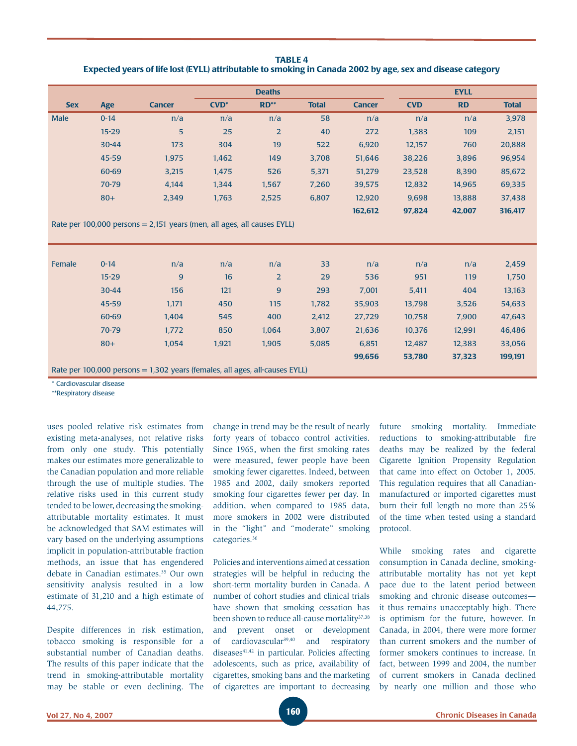**TABLE 4**
**Expected years of life lost (EYLL) attributable to smoking in Canada 2002 by age, sex and disease category**

| | | Deaths | | | | EYLL | | | |
|---|---|---|---|---|---|---|---|---|---|
| **Sex** | **Age** | **Cancer** | **CVD*** | **RD**** | **Total** | **Cancer** | **CVD** | **RD** | **Total** |
| Male | 0-14 | n/a | n/a | n/a | 58 | n/a | n/a | n/a | 3,978 |
| | 15-29 | 5 | 25 | 2 | 40 | 272 | 1,383 | 109 | 2,151 |
| | 30-44 | 173 | 304 | 19 | 522 | 6,920 | 12,157 | 760 | 20,888 |
| | 45-59 | 1,975 | 1,462 | 149 | 3,708 | 51,646 | 38,226 | 3,896 | 96,954 |
| | 60-69 | 3,215 | 1,475 | 526 | 5,371 | 51,279 | 23,528 | 8,390 | 85,672 |
| | 70-79 | 4,144 | 1,344 | 1,567 | 7,260 | 39,575 | 12,832 | 14,965 | 69,335 |
| | 80+ | 2,349 | 1,763 | 2,525 | 6,807 | 12,920 | 9,698 | 13,888 | 37,438 |
| | | | | | | **162,612** | **97,824** | **42,007** | **316,417** |
| Rate per 100,000 persons = 2,151 years (men, all ages, all causes EYLL) | | | | | | | | | |
| Female | 0-14 | n/a | n/a | n/a | 33 | n/a | n/a | n/a | 2,459 |
| | 15-29 | 9 | 16 | 2 | 29 | 536 | 951 | 119 | 1,750 |
| | 30-44 | 156 | 121 | 9 | 293 | 7,001 | 5,411 | 404 | 13,163 |
| | 45-59 | 1,171 | 450 | 115 | 1,782 | 35,903 | 13,798 | 3,526 | 54,633 |
| | 60-69 | 1,404 | 545 | 400 | 2,412 | 27,729 | 10,758 | 7,900 | 47,643 |
| | 70-79 | 1,772 | 850 | 1,064 | 3,807 | 21,636 | 10,376 | 12,991 | 46,486 |
| | 80+ | 1,054 | 1,921 | 1,905 | 5,085 | 6,851 | 12,487 | 12,383 | 33,056 |
| | | | | | | **99,656** | **53,780** | **37,323** | **199,191** |
| Rate per 100,000 persons = 1,302 years (females, all ages, all-causes EYLL) | | | | | | | | | |

\* Cardiovascular disease
**Respiratory disease

uses pooled relative risk estimates from existing meta-analyses, not relative risks from only one study. This potentially makes our estimates more generalizable to the Canadian population and more reliable through the use of multiple studies. The relative risks used in this current study tended to be lower, decreasing the smoking-attributable mortality estimates. It must be acknowledged that SAM estimates will vary based on the underlying assumptions implicit in population-attributable fraction methods, an issue that has engendered debate in Canadian estimates.[35] Our own sensitivity analysis resulted in a low estimate of 31,210 and a high estimate of 44,775.

Despite differences in risk estimation, tobacco smoking is responsible for a substantial number of Canadian deaths. The results of this paper indicate that the trend in smoking-attributable mortality may be stable or even declining. The change in trend may be the result of nearly forty years of tobacco control activities. Since 1965, when the first smoking rates were measured, fewer people have been smoking fewer cigarettes. Indeed, between 1985 and 2002, daily smokers reported smoking four cigarettes fewer per day. In addition, when compared to 1985 data, more smokers in 2002 were distributed in the "light" and "moderate" smoking categories.[36]

Policies and interventions aimed at cessation strategies will be helpful in reducing the short-term mortality burden in Canada. A number of cohort studies and clinical trials have shown that smoking cessation has been shown to reduce all-cause mortality[37,38] and prevent onset or development of cardiovascular[39,40] and respiratory diseases[41,42] in particular. Policies affecting adolescents, such as price, availability of cigarettes, smoking bans and the marketing of cigarettes are important to decreasing future smoking mortality. Immediate reductions to smoking-attributable fire deaths may be realized by the federal Cigarette Ignition Propensity Regulation that came into effect on October 1, 2005. This regulation requires that all Canadian-manufactured or imported cigarettes must burn their full length no more than 25% of the time when tested using a standard protocol.

While smoking rates and cigarette consumption in Canada decline, smoking-attributable mortality has not yet kept pace due to the latent period between smoking and chronic disease outcomes—it thus remains unacceptably high. There is optimism for the future, however. In Canada, in 2004, there were more former than current smokers and the number of former smokers continues to increase. In fact, between 1999 and 2004, the number of current smokers in Canada declined by nearly one million and those who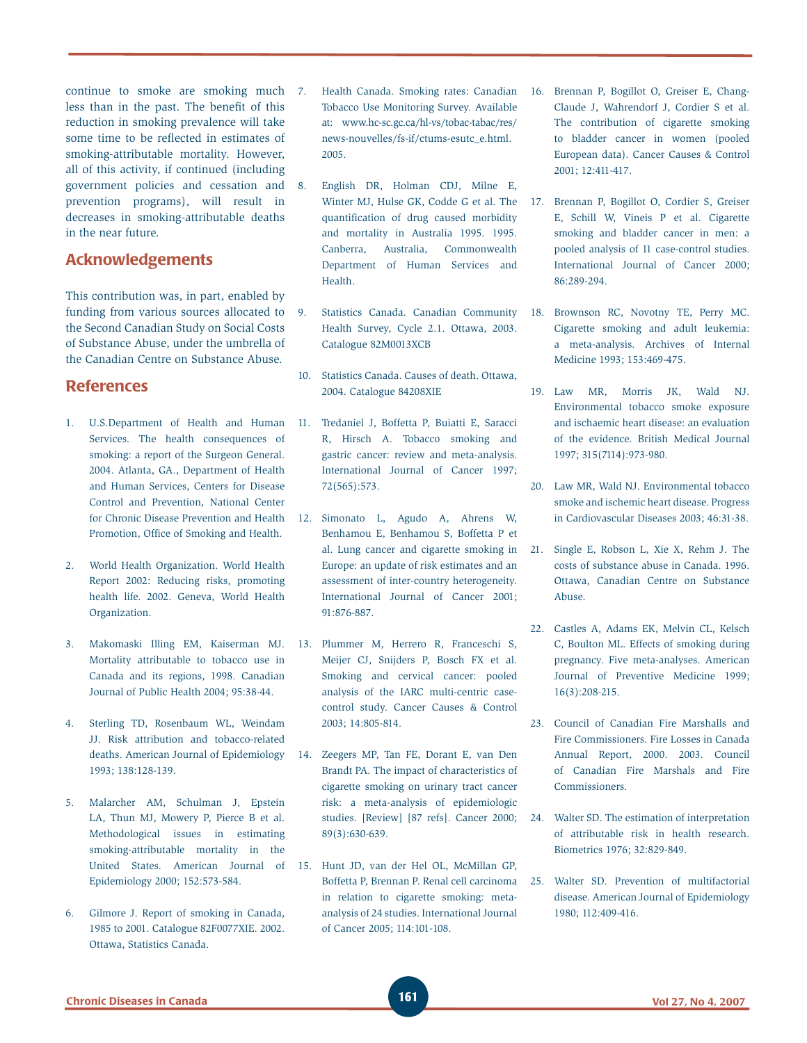continue to smoke are smoking much less than in the past. The benefit of this reduction in smoking prevalence will take some time to be reflected in estimates of smoking-attributable mortality. However, all of this activity, if continued (including government policies and cessation and prevention programs), will result in decreases in smoking-attributable deaths in the near future.

## Acknowledgements

This contribution was, in part, enabled by funding from various sources allocated to the Second Canadian Study on Social Costs of Substance Abuse, under the umbrella of the Canadian Centre on Substance Abuse.

## References

1. U.S.Department of Health and Human Services. The health consequences of smoking: a report of the Surgeon General. 2004. Atlanta, GA., Department of Health and Human Services, Centers for Disease Control and Prevention, National Center for Chronic Disease Prevention and Health Promotion, Office of Smoking and Health.

2. World Health Organization. World Health Report 2002: Reducing risks, promoting health life. 2002. Geneva, World Health Organization.

3. Makomaski Illing EM, Kaiserman MJ. Mortality attributable to tobacco use in Canada and its regions, 1998. Canadian Journal of Public Health 2004; 95:38-44.

4. Sterling TD, Rosenbaum WL, Weindam JJ. Risk attribution and tobacco-related deaths. American Journal of Epidemiology 1993; 138:128-139.

5. Malarcher AM, Schulman J, Epstein LA, Thun MJ, Mowery P, Pierce B et al. Methodological issues in estimating smoking-attributable mortality in the United States. American Journal of Epidemiology 2000; 152:573-584.

6. Gilmore J. Report of smoking in Canada, 1985 to 2001. Catalogue 82F0077XIE. 2002. Ottawa, Statistics Canada.

7. Health Canada. Smoking rates: Canadian Tobacco Use Monitoring Survey. Available at: www.hc-sc.gc.ca/hl-vs/tobac-tabac/res/news-nouvelles/fs-if/ctums-esutc_e.html. 2005.

8. English DR, Holman CDJ, Milne E, Winter MJ, Hulse GK, Codde G et al. The quantification of drug caused morbidity and mortality in Australia 1995. 1995. Canberra, Australia, Commonwealth Department of Human Services and Health.

9. Statistics Canada. Canadian Community Health Survey, Cycle 2.1. Ottawa, 2003. Catalogue 82M0013XCB

10. Statistics Canada. Causes of death. Ottawa, 2004. Catalogue 84208XIE

11. Tredaniel J, Boffetta P, Buiatti E, Saracci R, Hirsch A. Tobacco smoking and gastric cancer: review and meta-analysis. International Journal of Cancer 1997; 72(565):573.

12. Simonato L, Agudo A, Ahrens W, Benhamou E, Benhamou S, Boffetta P et al. Lung cancer and cigarette smoking in Europe: an update of risk estimates and an assessment of inter-country heterogeneity. International Journal of Cancer 2001; 91:876-887.

13. Plummer M, Herrero R, Franceschi S, Meijer CJ, Snijders P, Bosch FX et al. Smoking and cervical cancer: pooled analysis of the IARC multi-centric case-control study. Cancer Causes & Control 2003; 14:805-814.

14. Zeegers MP, Tan FE, Dorant E, van Den Brandt PA. The impact of characteristics of cigarette smoking on urinary tract cancer risk: a meta-analysis of epidemiologic studies. [Review] [87 refs]. Cancer 2000; 89(3):630-639.

15. Hunt JD, van der Hel OL, McMillan GP, Boffetta P, Brennan P. Renal cell carcinoma in relation to cigarette smoking: meta-analysis of 24 studies. International Journal of Cancer 2005; 114:101-108.

16. Brennan P, Bogillot O, Greiser E, Chang-Claude J, Wahrendorf J, Cordier S et al. The contribution of cigarette smoking to bladder cancer in women (pooled European data). Cancer Causes & Control 2001; 12:411-417.

17. Brennan P, Bogillot O, Cordier S, Greiser E, Schill W, Vineis P et al. Cigarette smoking and bladder cancer in men: a pooled analysis of 11 case-control studies. International Journal of Cancer 2000; 86:289-294.

18. Brownson RC, Novotny TE, Perry MC. Cigarette smoking and adult leukemia: a meta-analysis. Archives of Internal Medicine 1993; 153:469-475.

19. Law MR, Morris JK, Wald NJ. Environmental tobacco smoke exposure and ischaemic heart disease: an evaluation of the evidence. British Medical Journal 1997; 315(7114):973-980.

20. Law MR, Wald NJ. Environmental tobacco smoke and ischemic heart disease. Progress in Cardiovascular Diseases 2003; 46:31-38.

21. Single E, Robson L, Xie X, Rehm J. The costs of substance abuse in Canada. 1996. Ottawa, Canadian Centre on Substance Abuse.

22. Castles A, Adams EK, Melvin CL, Kelsch C, Boulton ML. Effects of smoking during pregnancy. Five meta-analyses. American Journal of Preventive Medicine 1999; 16(3):208-215.

23. Council of Canadian Fire Marshalls and Fire Commissioners. Fire Losses in Canada Annual Report, 2000. 2003. Council of Canadian Fire Marshals and Fire Commissioners.

24. Walter SD. The estimation of interpretation of attributable risk in health research. Biometrics 1976; 32:829-849.

25. Walter SD. Prevention of multifactorial disease. American Journal of Epidemiology 1980; 112:409-416.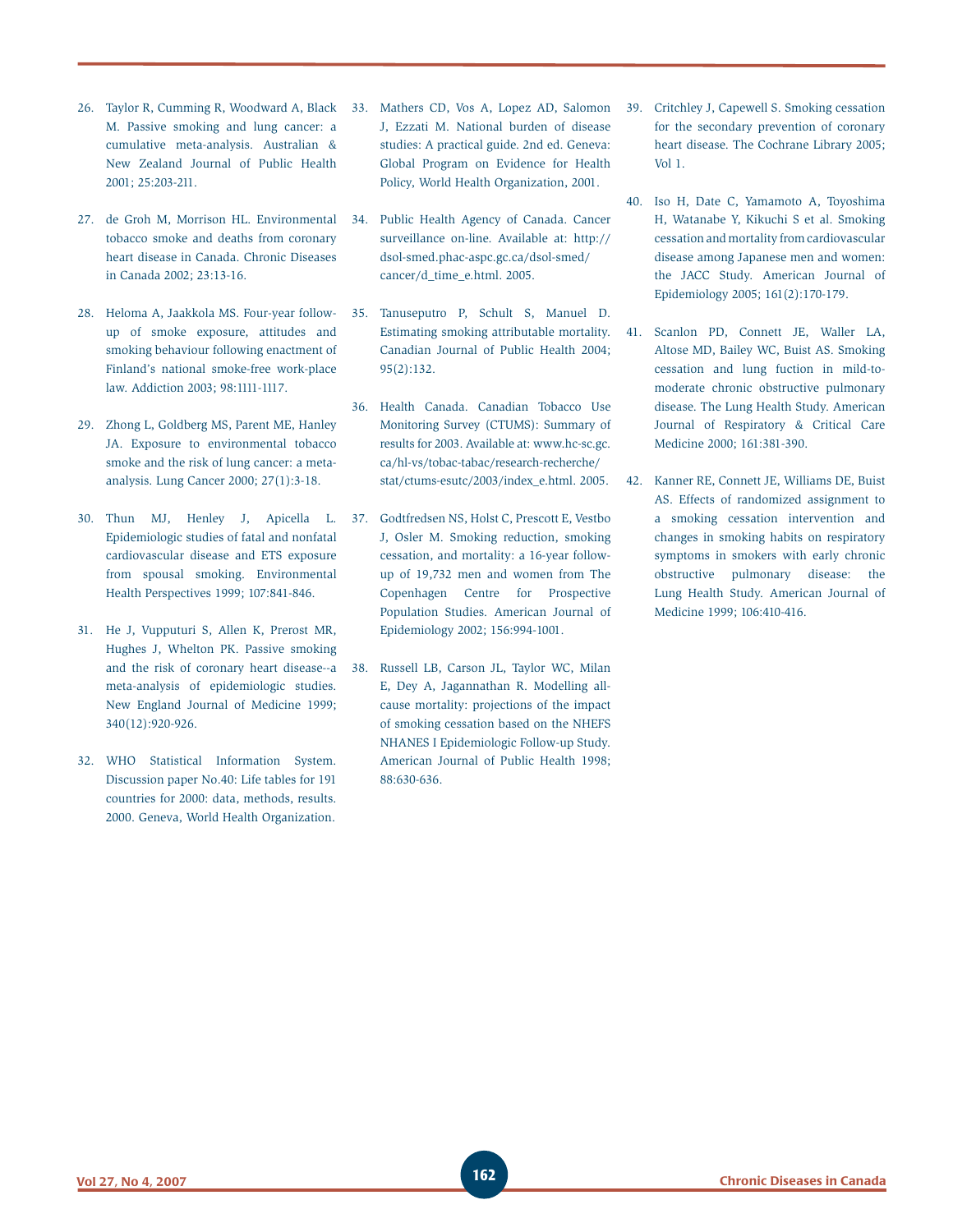26. Taylor R, Cumming R, Woodward A, Black M. Passive smoking and lung cancer: a cumulative meta-analysis. Australian & New Zealand Journal of Public Health 2001; 25:203-211.

27. de Groh M, Morrison HL. Environmental tobacco smoke and deaths from coronary heart disease in Canada. Chronic Diseases in Canada 2002; 23:13-16.

28. Heloma A, Jaakkola MS. Four-year follow-up of smoke exposure, attitudes and smoking behaviour following enactment of Finland's national smoke-free work-place law. Addiction 2003; 98:1111-1117.

29. Zhong L, Goldberg MS, Parent ME, Hanley JA. Exposure to environmental tobacco smoke and the risk of lung cancer: a meta-analysis. Lung Cancer 2000; 27(1):3-18.

30. Thun MJ, Henley J, Apicella L. Epidemiologic studies of fatal and nonfatal cardiovascular disease and ETS exposure from spousal smoking. Environmental Health Perspectives 1999; 107:841-846.

31. He J, Vupputuri S, Allen K, Prerost MR, Hughes J, Whelton PK. Passive smoking and the risk of coronary heart disease--a meta-analysis of epidemiologic studies. New England Journal of Medicine 1999; 340(12):920-926.

32. WHO Statistical Information System. Discussion paper No.40: Life tables for 191 countries for 2000: data, methods, results. 2000. Geneva, World Health Organization.

33. Mathers CD, Vos A, Lopez AD, Salomon J, Ezzati M. National burden of disease studies: A practical guide. 2nd ed. Geneva: Global Program on Evidence for Health Policy, World Health Organization, 2001.

34. Public Health Agency of Canada. Cancer surveillance on-line. Available at: http://dsol-smed.phac-aspc.gc.ca/dsol-smed/cancer/d_time_e.html. 2005.

35. Tanuseputro P, Schult S, Manuel D. Estimating smoking attributable mortality. Canadian Journal of Public Health 2004; 95(2):132.

36. Health Canada. Canadian Tobacco Use Monitoring Survey (CTUMS): Summary of results for 2003. Available at: www.hc-sc.gc.ca/hl-vs/tobac-tabac/research-recherche/stat/ctums-esutc/2003/index_e.html. 2005.

37. Godtfredsen NS, Holst C, Prescott E, Vestbo J, Osler M. Smoking reduction, smoking cessation, and mortality: a 16-year follow-up of 19,732 men and women from The Copenhagen Centre for Prospective Population Studies. American Journal of Epidemiology 2002; 156:994-1001.

38. Russell LB, Carson JL, Taylor WC, Milan E, Dey A, Jagannathan R. Modelling all-cause mortality: projections of the impact of smoking cessation based on the NHEFS NHANES I Epidemiologic Follow-up Study. American Journal of Public Health 1998; 88:630-636.

39. Critchley J, Capewell S. Smoking cessation for the secondary prevention of coronary heart disease. The Cochrane Library 2005; Vol 1.

40. Iso H, Date C, Yamamoto A, Toyoshima H, Watanabe Y, Kikuchi S et al. Smoking cessation and mortality from cardiovascular disease among Japanese men and women: the JACC Study. American Journal of Epidemiology 2005; 161(2):170-179.

41. Scanlon PD, Connett JE, Waller LA, Altose MD, Bailey WC, Buist AS. Smoking cessation and lung fuction in mild-to-moderate chronic obstructive pulmonary disease. The Lung Health Study. American Journal of Respiratory & Critical Care Medicine 2000; 161:381-390.

42. Kanner RE, Connett JE, Williams DE, Buist AS. Effects of randomized assignment to a smoking cessation intervention and changes in smoking habits on respiratory symptoms in smokers with early chronic obstructive pulmonary disease: the Lung Health Study. American Journal of Medicine 1999; 106:410-416.